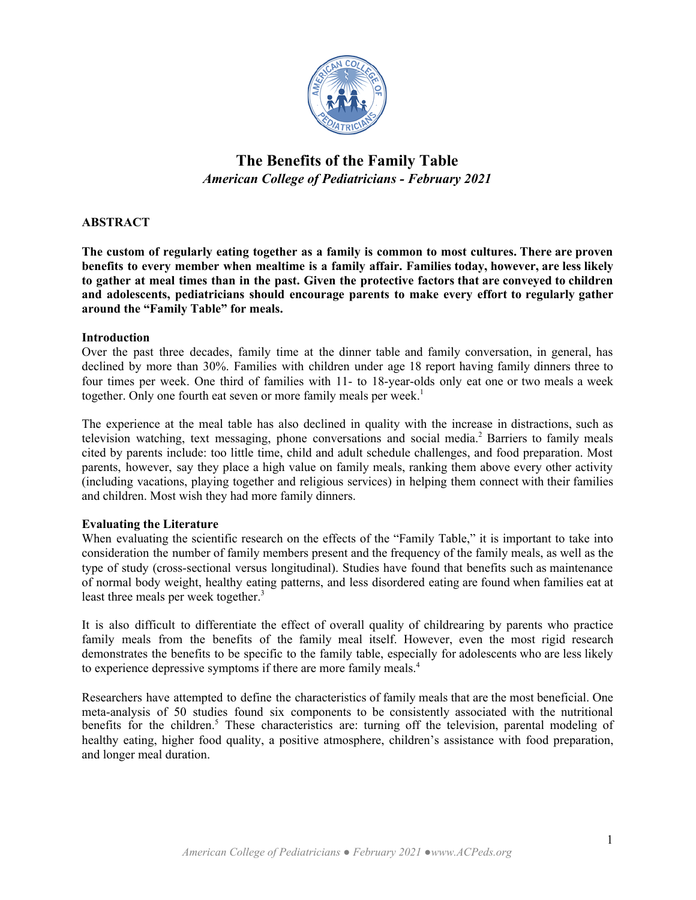# The Benefits of the Family Table

*American College of Pediatricians - February 2021*

## ABSTRACT

**The custom of regularly eating together as a family is common to most cultures. There are proven benefits to every member when mealtime is a family affair. Families today, however, are less likely to gather at meal times than in the past. Given the protective factors that are conveyed to children and adolescents, pediatricians should encourage parents to make every effort to regularly gather around the "Family Table" for meals.**

### Introduction

Over the past three decades, family time at the dinner table and family conversation, in general, has declined by more than 30%. Families with children under age 18 report having family dinners three to four times per week. One third of families with 11- to 18-year-olds only eat one or two meals a week together. Only one fourth eat seven or more family meals per week.[1]

The experience at the meal table has also declined in quality with the increase in distractions, such as television watching, text messaging, phone conversations and social media.[2] Barriers to family meals cited by parents include: too little time, child and adult schedule challenges, and food preparation. Most parents, however, say they place a high value on family meals, ranking them above every other activity (including vacations, playing together and religious services) in helping them connect with their families and children. Most wish they had more family dinners.

### Evaluating the Literature

When evaluating the scientific research on the effects of the "Family Table," it is important to take into consideration the number of family members present and the frequency of the family meals, as well as the type of study (cross-sectional versus longitudinal). Studies have found that benefits such as maintenance of normal body weight, healthy eating patterns, and less disordered eating are found when families eat at least three meals per week together.[3]

It is also difficult to differentiate the effect of overall quality of childrearing by parents who practice family meals from the benefits of the family meal itself. However, even the most rigid research demonstrates the benefits to be specific to the family table, especially for adolescents who are less likely to experience depressive symptoms if there are more family meals.[4]

Researchers have attempted to define the characteristics of family meals that are the most beneficial. One meta-analysis of 50 studies found six components to be consistently associated with the nutritional benefits for the children.[5] These characteristics are: turning off the television, parental modeling of healthy eating, higher food quality, a positive atmosphere, children's assistance with food preparation, and longer meal duration.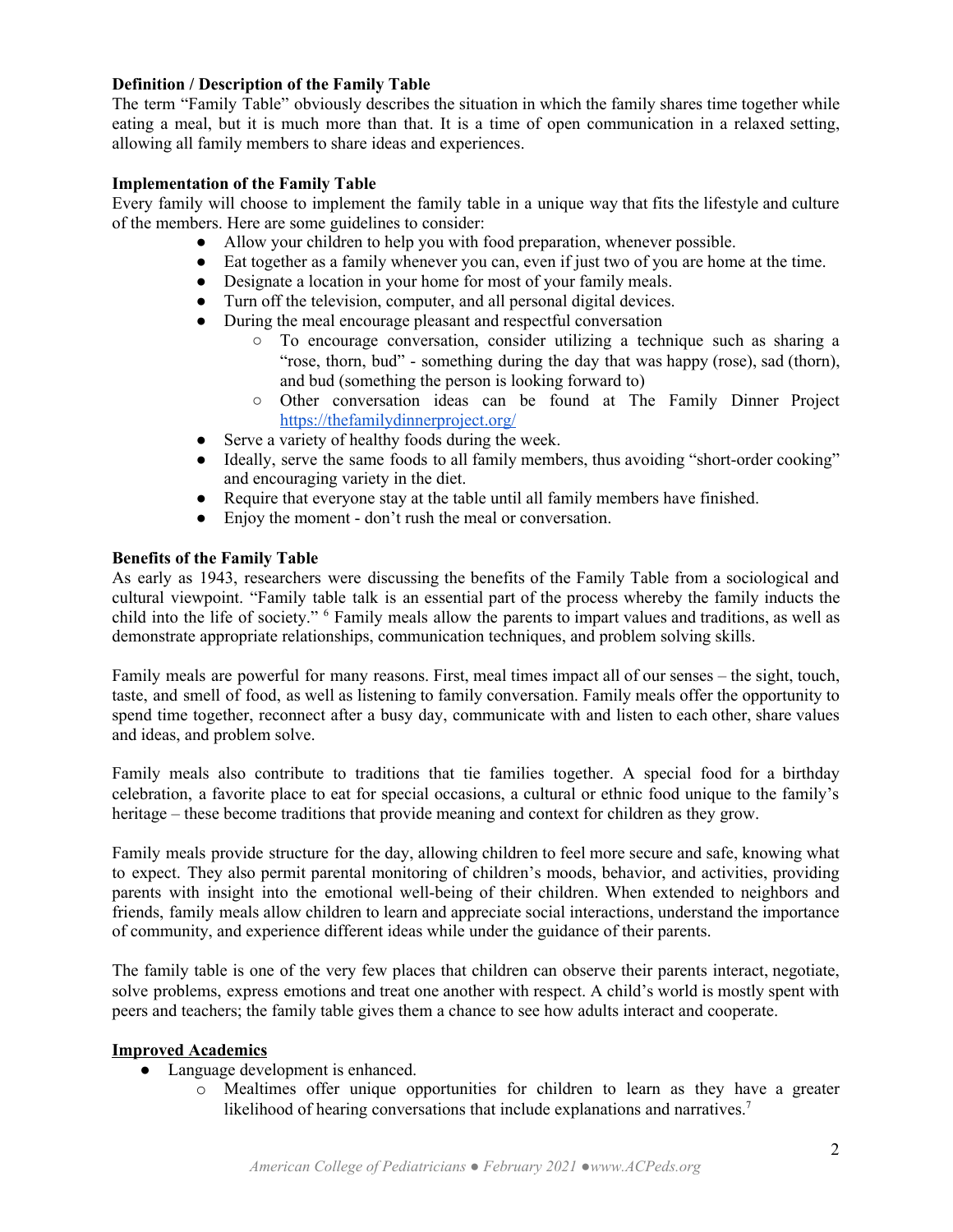**Definition / Description of the Family Table**

The term "Family Table" obviously describes the situation in which the family shares time together while eating a meal, but it is much more than that. It is a time of open communication in a relaxed setting, allowing all family members to share ideas and experiences.

**Implementation of the Family Table**

Every family will choose to implement the family table in a unique way that fits the lifestyle and culture of the members. Here are some guidelines to consider:

- Allow your children to help you with food preparation, whenever possible.
- Eat together as a family whenever you can, even if just two of you are home at the time.
- Designate a location in your home for most of your family meals.
- Turn off the television, computer, and all personal digital devices.
- During the meal encourage pleasant and respectful conversation
    - To encourage conversation, consider utilizing a technique such as sharing a "rose, thorn, bud" - something during the day that was happy (rose), sad (thorn), and bud (something the person is looking forward to)
    - Other conversation ideas can be found at The Family Dinner Project https://thefamilydinnerproject.org/
- Serve a variety of healthy foods during the week.
- Ideally, serve the same foods to all family members, thus avoiding "short-order cooking" and encouraging variety in the diet.
- Require that everyone stay at the table until all family members have finished.
- Enjoy the moment - don't rush the meal or conversation.

**Benefits of the Family Table**

As early as 1943, researchers were discussing the benefits of the Family Table from a sociological and cultural viewpoint. "Family table talk is an essential part of the process whereby the family inducts the child into the life of society." [6] Family meals allow the parents to impart values and traditions, as well as demonstrate appropriate relationships, communication techniques, and problem solving skills.

Family meals are powerful for many reasons. First, meal times impact all of our senses – the sight, touch, taste, and smell of food, as well as listening to family conversation. Family meals offer the opportunity to spend time together, reconnect after a busy day, communicate with and listen to each other, share values and ideas, and problem solve.

Family meals also contribute to traditions that tie families together. A special food for a birthday celebration, a favorite place to eat for special occasions, a cultural or ethnic food unique to the family's heritage – these become traditions that provide meaning and context for children as they grow.

Family meals provide structure for the day, allowing children to feel more secure and safe, knowing what to expect. They also permit parental monitoring of children's moods, behavior, and activities, providing parents with insight into the emotional well-being of their children. When extended to neighbors and friends, family meals allow children to learn and appreciate social interactions, understand the importance of community, and experience different ideas while under the guidance of their parents.

The family table is one of the very few places that children can observe their parents interact, negotiate, solve problems, express emotions and treat one another with respect. A child's world is mostly spent with peers and teachers; the family table gives them a chance to see how adults interact and cooperate.

**Improved Academics**

- Language development is enhanced.
    - Mealtimes offer unique opportunities for children to learn as they have a greater likelihood of hearing conversations that include explanations and narratives.[7]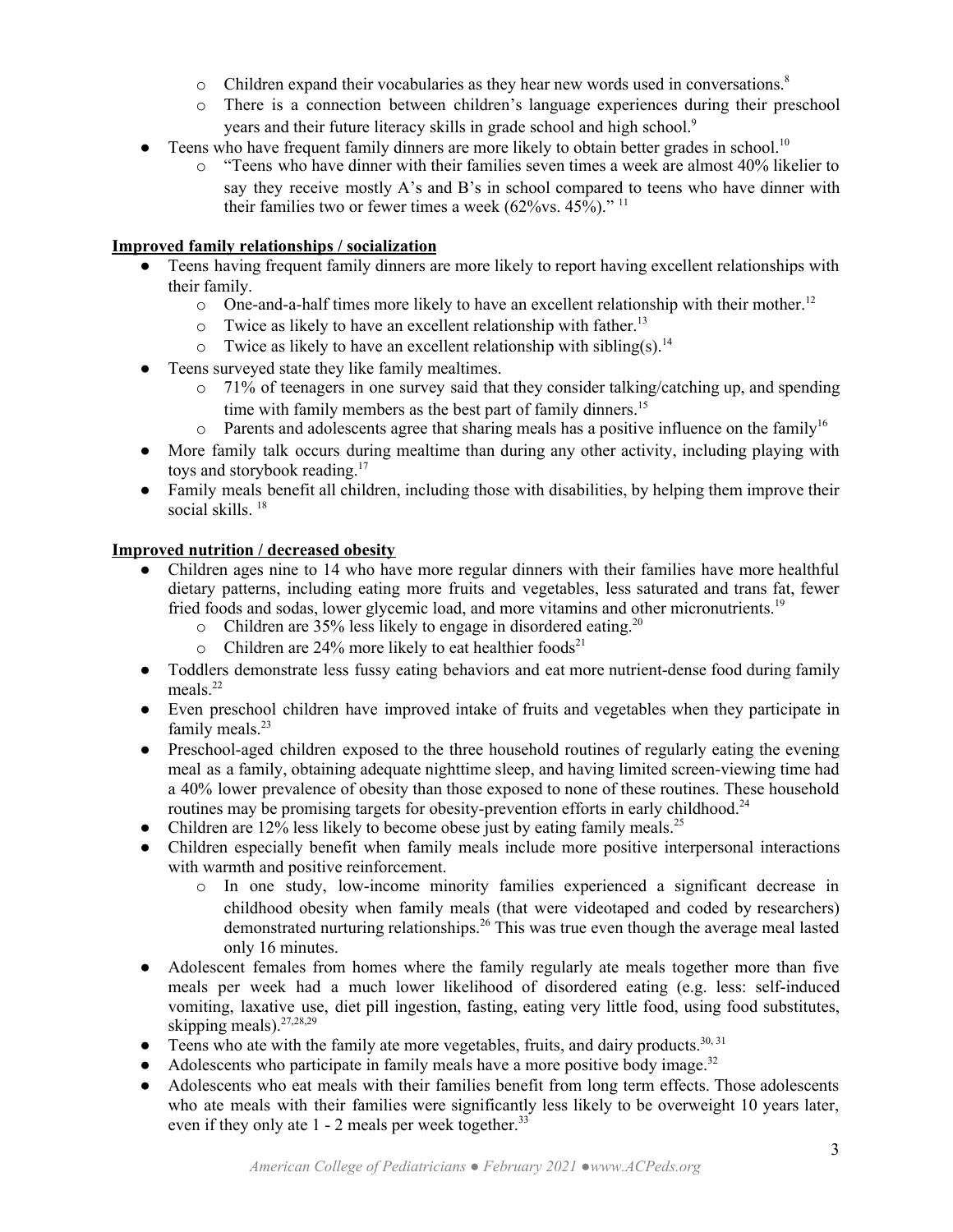- Children expand their vocabularies as they hear new words used in conversations.[8]
    - There is a connection between children's language experiences during their preschool years and their future literacy skills in grade school and high school.[9]
- Teens who have frequent family dinners are more likely to obtain better grades in school.[10]
    - "Teens who have dinner with their families seven times a week are almost 40% likelier to say they receive mostly A's and B's in school compared to teens who have dinner with their families two or fewer times a week (62%vs. 45%)." [11]

**<u>Improved family relationships / socialization</u>**

- Teens having frequent family dinners are more likely to report having excellent relationships with their family.
    - One-and-a-half times more likely to have an excellent relationship with their mother.[12]
    - Twice as likely to have an excellent relationship with father.[13]
    - Twice as likely to have an excellent relationship with sibling(s).[14]
- Teens surveyed state they like family mealtimes.
    - 71% of teenagers in one survey said that they consider talking/catching up, and spending time with family members as the best part of family dinners.[15]
    - Parents and adolescents agree that sharing meals has a positive influence on the family[16]
- More family talk occurs during mealtime than during any other activity, including playing with toys and storybook reading.[17]
- Family meals benefit all children, including those with disabilities, by helping them improve their social skills. [18]

**<u>Improved nutrition / decreased obesity</u>**

- Children ages nine to 14 who have more regular dinners with their families have more healthful dietary patterns, including eating more fruits and vegetables, less saturated and trans fat, fewer fried foods and sodas, lower glycemic load, and more vitamins and other micronutrients.[19]
    - Children are 35% less likely to engage in disordered eating.[20]
    - Children are 24% more likely to eat healthier foods[21]
- Toddlers demonstrate less fussy eating behaviors and eat more nutrient-dense food during family meals.[22]
- Even preschool children have improved intake of fruits and vegetables when they participate in family meals.[23]
- Preschool-aged children exposed to the three household routines of regularly eating the evening meal as a family, obtaining adequate nighttime sleep, and having limited screen-viewing time had a 40% lower prevalence of obesity than those exposed to none of these routines. These household routines may be promising targets for obesity-prevention efforts in early childhood.[24]
- Children are 12% less likely to become obese just by eating family meals.[25]
- Children especially benefit when family meals include more positive interpersonal interactions with warmth and positive reinforcement.
    - In one study, low-income minority families experienced a significant decrease in childhood obesity when family meals (that were videotaped and coded by researchers) demonstrated nurturing relationships.[26] This was true even though the average meal lasted only 16 minutes.
- Adolescent females from homes where the family regularly ate meals together more than five meals per week had a much lower likelihood of disordered eating (e.g. less: self-induced vomiting, laxative use, diet pill ingestion, fasting, eating very little food, using food substitutes, skipping meals).[27,28,29]
- Teens who ate with the family ate more vegetables, fruits, and dairy products.[30, 31]
- Adolescents who participate in family meals have a more positive body image.[32]
- Adolescents who eat meals with their families benefit from long term effects. Those adolescents who ate meals with their families were significantly less likely to be overweight 10 years later, even if they only ate 1 - 2 meals per week together.[33]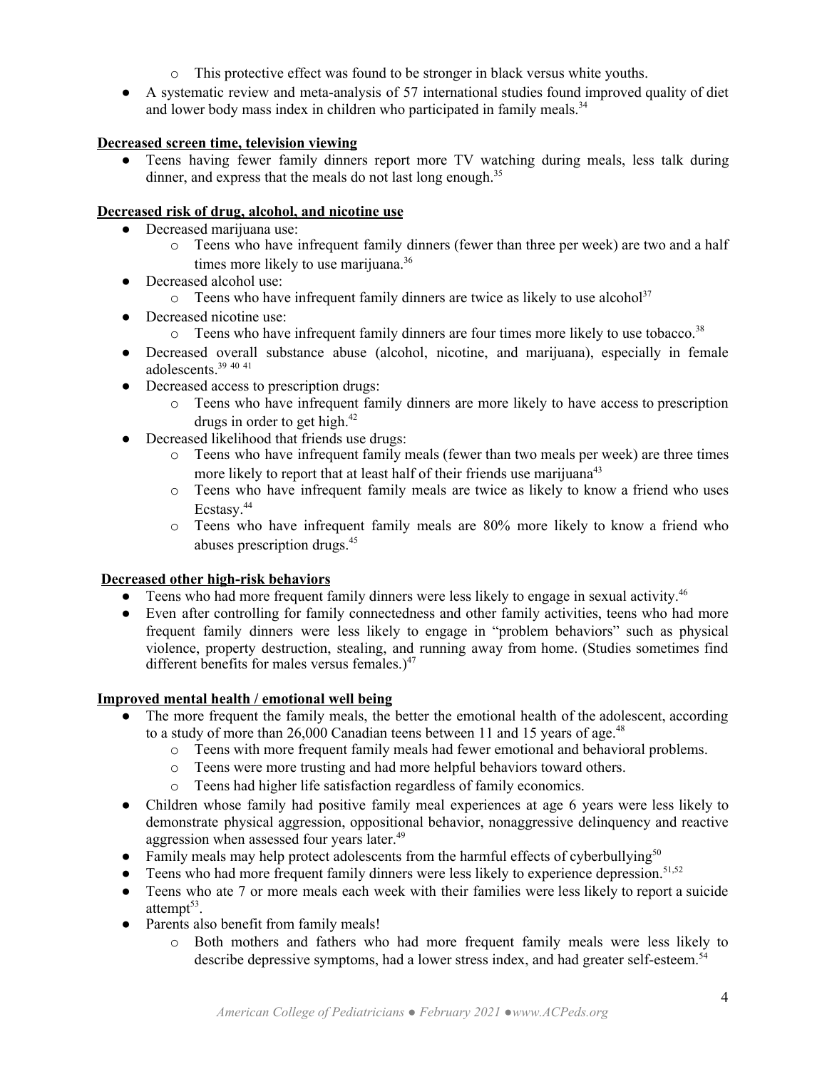- This protective effect was found to be stronger in black versus white youths.
- A systematic review and meta-analysis of 57 international studies found improved quality of diet and lower body mass index in children who participated in family meals.[34]

**Decreased screen time, television viewing**

- Teens having fewer family dinners report more TV watching during meals, less talk during dinner, and express that the meals do not last long enough.[35]

**Decreased risk of drug, alcohol, and nicotine use**

- Decreased marijuana use:
  - Teens who have infrequent family dinners (fewer than three per week) are two and a half times more likely to use marijuana.[36]
- Decreased alcohol use:
  - Teens who have infrequent family dinners are twice as likely to use alcohol[37]
- Decreased nicotine use:
  - Teens who have infrequent family dinners are four times more likely to use tobacco.[38]
- Decreased overall substance abuse (alcohol, nicotine, and marijuana), especially in female adolescents.[39] [40] [41]
- Decreased access to prescription drugs:
  - Teens who have infrequent family dinners are more likely to have access to prescription drugs in order to get high.[42]
- Decreased likelihood that friends use drugs:
  - Teens who have infrequent family meals (fewer than two meals per week) are three times more likely to report that at least half of their friends use marijuana[43]
  - Teens who have infrequent family meals are twice as likely to know a friend who uses Ecstasy.[44]
  - Teens who have infrequent family meals are 80% more likely to know a friend who abuses prescription drugs.[45]

**Decreased other high-risk behaviors**

- Teens who had more frequent family dinners were less likely to engage in sexual activity.[46]
- Even after controlling for family connectedness and other family activities, teens who had more frequent family dinners were less likely to engage in "problem behaviors" such as physical violence, property destruction, stealing, and running away from home. (Studies sometimes find different benefits for males versus females.)[47]

**Improved mental health / emotional well being**

- The more frequent the family meals, the better the emotional health of the adolescent, according to a study of more than 26,000 Canadian teens between 11 and 15 years of age.[48]
  - Teens with more frequent family meals had fewer emotional and behavioral problems.
  - Teens were more trusting and had more helpful behaviors toward others.
  - Teens had higher life satisfaction regardless of family economics.
- Children whose family had positive family meal experiences at age 6 years were less likely to demonstrate physical aggression, oppositional behavior, nonaggressive delinquency and reactive aggression when assessed four years later.[49]
- Family meals may help protect adolescents from the harmful effects of cyberbullying[50]
- Teens who had more frequent family dinners were less likely to experience depression.[51,52]
- Teens who ate 7 or more meals each week with their families were less likely to report a suicide attempt[53].
- Parents also benefit from family meals!
  - Both mothers and fathers who had more frequent family meals were less likely to describe depressive symptoms, had a lower stress index, and had greater self-esteem.[54]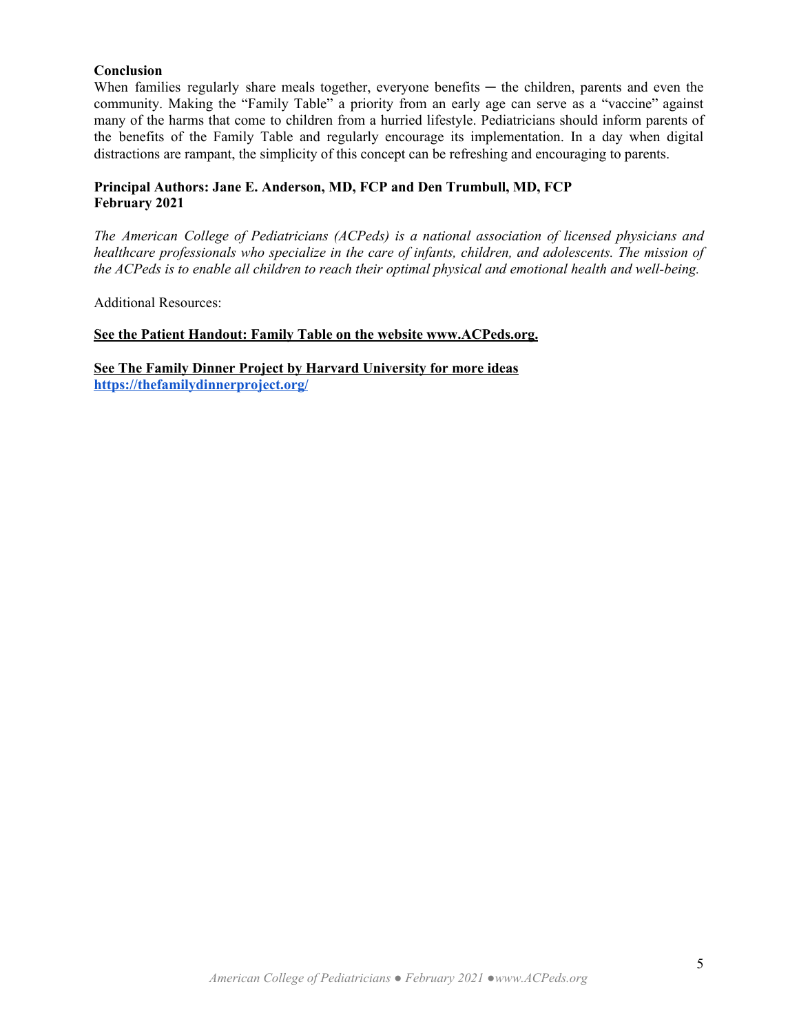**Conclusion**

When families regularly share meals together, everyone benefits ─ the children, parents and even the community. Making the "Family Table" a priority from an early age can serve as a "vaccine" against many of the harms that come to children from a hurried lifestyle. Pediatricians should inform parents of the benefits of the Family Table and regularly encourage its implementation. In a day when digital distractions are rampant, the simplicity of this concept can be refreshing and encouraging to parents.

**Principal Authors: Jane E. Anderson, MD, FCP and Den Trumbull, MD, FCP**
**February 2021**

*The American College of Pediatricians (ACPeds) is a national association of licensed physicians and healthcare professionals who specialize in the care of infants, children, and adolescents. The mission of the ACPeds is to enable all children to reach their optimal physical and emotional health and well-being.*

Additional Resources:

**See the Patient Handout: Family Table on the website www.ACPeds.org.**

**See The Family Dinner Project by Harvard University for more ideas**
**https://thefamilydinnerproject.org/**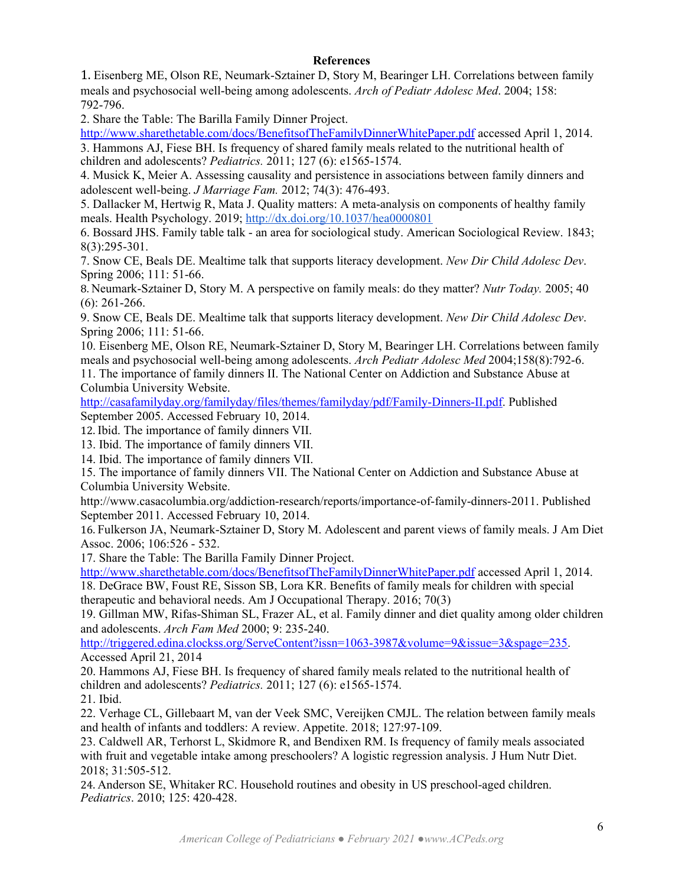**References**

1. Eisenberg ME, Olson RE, Neumark-Sztainer D, Story M, Bearinger LH. Correlations between family meals and psychosocial well-being among adolescents. *Arch of Pediatr Adolesc Med*. 2004; 158: 792-796.
2. Share the Table: The Barilla Family Dinner Project. http://www.sharethetable.com/docs/BenefitsofTheFamilyDinnerWhitePaper.pdf accessed April 1, 2014.
3. Hammons AJ, Fiese BH. Is frequency of shared family meals related to the nutritional health of children and adolescents? *Pediatrics.* 2011; 127 (6): e1565-1574.
4. Musick K, Meier A. Assessing causality and persistence in associations between family dinners and adolescent well-being. *J Marriage Fam.* 2012; 74(3): 476-493.
5. Dallacker M, Hertwig R, Mata J. Quality matters: A meta-analysis on components of healthy family meals. Health Psychology. 2019; http://dx.doi.org/10.1037/hea0000801
6. Bossard JHS. Family table talk - an area for sociological study. American Sociological Review. 1843; 8(3):295-301.
7. Snow CE, Beals DE. Mealtime talk that supports literacy development. *New Dir Child Adolesc Dev*. Spring 2006; 111: 51-66.
8. Neumark-Sztainer D, Story M. A perspective on family meals: do they matter? *Nutr Today.* 2005; 40 (6): 261-266.
9. Snow CE, Beals DE. Mealtime talk that supports literacy development. *New Dir Child Adolesc Dev*. Spring 2006; 111: 51-66.
10. Eisenberg ME, Olson RE, Neumark-Sztainer D, Story M, Bearinger LH. Correlations between family meals and psychosocial well-being among adolescents. *Arch Pediatr Adolesc Med* 2004;158(8):792-6.
11. The importance of family dinners II. The National Center on Addiction and Substance Abuse at Columbia University Website. http://casafamilyday.org/familyday/files/themes/familyday/pdf/Family-Dinners-II.pdf. Published September 2005. Accessed February 10, 2014.
12. Ibid. The importance of family dinners VII.
13. Ibid. The importance of family dinners VII.
14. Ibid. The importance of family dinners VII.
15. The importance of family dinners VII. The National Center on Addiction and Substance Abuse at Columbia University Website. http://www.casacolumbia.org/addiction-research/reports/importance-of-family-dinners-2011. Published September 2011. Accessed February 10, 2014.
16. Fulkerson JA, Neumark-Sztainer D, Story M. Adolescent and parent views of family meals. J Am Diet Assoc. 2006; 106:526 - 532.
17. Share the Table: The Barilla Family Dinner Project. http://www.sharethetable.com/docs/BenefitsofTheFamilyDinnerWhitePaper.pdf accessed April 1, 2014.
18. DeGrace BW, Foust RE, Sisson SB, Lora KR. Benefits of family meals for children with special therapeutic and behavioral needs. Am J Occupational Therapy. 2016; 70(3)
19. Gillman MW, Rifas-Shiman SL, Frazer AL, et al. Family dinner and diet quality among older children and adolescents. *Arch Fam Med* 2000; 9: 235-240. http://triggered.edina.clockss.org/ServeContent?issn=1063-3987&volume=9&issue=3&spage=235. Accessed April 21, 2014
20. Hammons AJ, Fiese BH. Is frequency of shared family meals related to the nutritional health of children and adolescents? *Pediatrics.* 2011; 127 (6): e1565-1574.
21. Ibid.
22. Verhage CL, Gillebaart M, van der Veek SMC, Vereijken CMJL. The relation between family meals and health of infants and toddlers: A review. Appetite. 2018; 127:97-109.
23. Caldwell AR, Terhorst L, Skidmore R, and Bendixen RM. Is frequency of family meals associated with fruit and vegetable intake among preschoolers? A logistic regression analysis. J Hum Nutr Diet. 2018; 31:505-512.
24. Anderson SE, Whitaker RC. Household routines and obesity in US preschool-aged children. *Pediatrics*. 2010; 125: 420-428.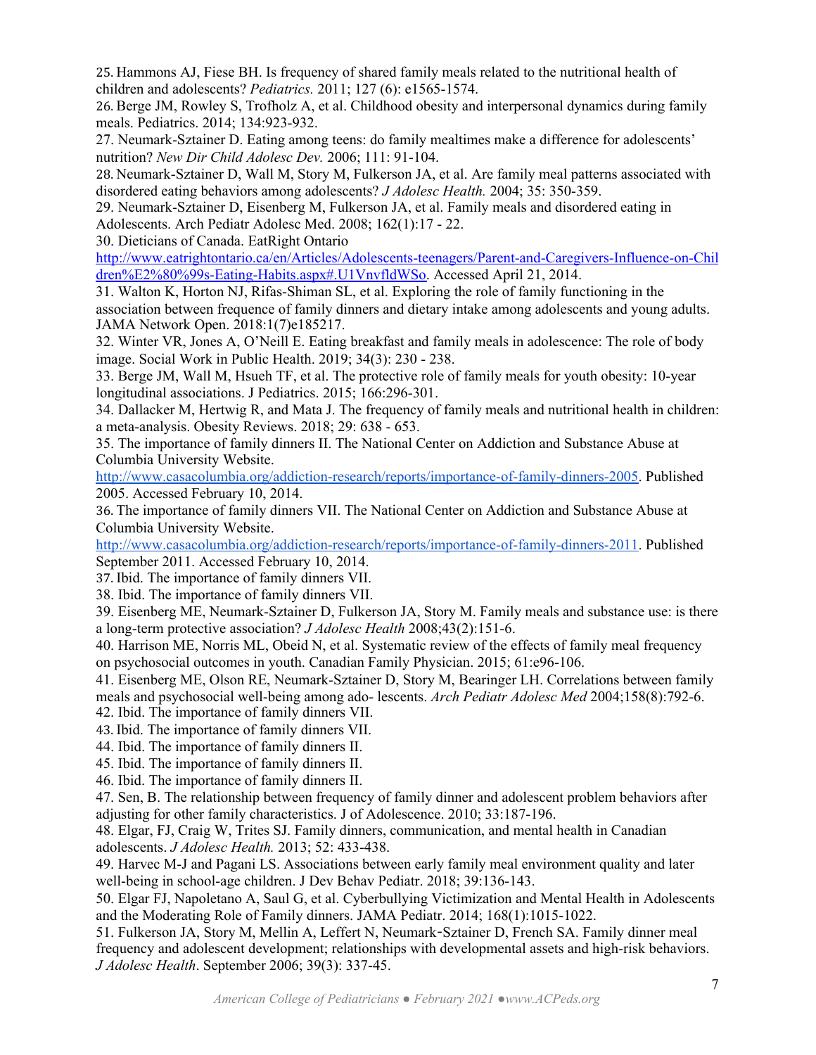25. Hammons AJ, Fiese BH. Is frequency of shared family meals related to the nutritional health of children and adolescents? *Pediatrics.* 2011; 127 (6): e1565-1574.

26. Berge JM, Rowley S, Trofholz A, et al. Childhood obesity and interpersonal dynamics during family meals. Pediatrics. 2014; 134:923-932.

27. Neumark-Sztainer D. Eating among teens: do family mealtimes make a difference for adolescents' nutrition? *New Dir Child Adolesc Dev.* 2006; 111: 91-104.

28. Neumark-Sztainer D, Wall M, Story M, Fulkerson JA, et al. Are family meal patterns associated with disordered eating behaviors among adolescents? *J Adolesc Health.* 2004; 35: 350-359.

29. Neumark-Sztainer D, Eisenberg M, Fulkerson JA, et al. Family meals and disordered eating in Adolescents. Arch Pediatr Adolesc Med. 2008; 162(1):17 - 22.

30. Dieticians of Canada. EatRight Ontario [http://www.eatrightontario.ca/en/Articles/Adolescents-teenagers/Parent-and-Caregivers-Influence-on-Children%E2%80%99s-Eating-Habits.aspx#.U1VnvfldWSo](http://www.eatrightontario.ca/en/Articles/Adolescents-teenagers/Parent-and-Caregivers-Influence-on-Children%E2%80%99s-Eating-Habits.aspx#.U1VnvfldWSo). Accessed April 21, 2014.

31. Walton K, Horton NJ, Rifas-Shiman SL, et al. Exploring the role of family functioning in the association between frequence of family dinners and dietary intake among adolescents and young adults. JAMA Network Open. 2018:1(7)e185217.

32. Winter VR, Jones A, O'Neill E. Eating breakfast and family meals in adolescence: The role of body image. Social Work in Public Health. 2019; 34(3): 230 - 238.

33. Berge JM, Wall M, Hsueh TF, et al. The protective role of family meals for youth obesity: 10-year longitudinal associations. J Pediatrics. 2015; 166:296-301.

34. Dallacker M, Hertwig R, and Mata J. The frequency of family meals and nutritional health in children: a meta-analysis. Obesity Reviews. 2018; 29: 638 - 653.

35. The importance of family dinners II. The National Center on Addiction and Substance Abuse at Columbia University Website. [http://www.casacolumbia.org/addiction-research/reports/importance-of-family-dinners-2005](http://www.casacolumbia.org/addiction-research/reports/importance-of-family-dinners-2005). Published 2005. Accessed February 10, 2014.

36. The importance of family dinners VII. The National Center on Addiction and Substance Abuse at Columbia University Website. [http://www.casacolumbia.org/addiction-research/reports/importance-of-family-dinners-2011](http://www.casacolumbia.org/addiction-research/reports/importance-of-family-dinners-2011). Published September 2011. Accessed February 10, 2014.

37. Ibid. The importance of family dinners VII.

38. Ibid. The importance of family dinners VII.

39. Eisenberg ME, Neumark-Sztainer D, Fulkerson JA, Story M. Family meals and substance use: is there a long-term protective association? *J Adolesc Health* 2008;43(2):151-6.

40. Harrison ME, Norris ML, Obeid N, et al. Systematic review of the effects of family meal frequency on psychosocial outcomes in youth. Canadian Family Physician. 2015; 61:e96-106.

41. Eisenberg ME, Olson RE, Neumark-Sztainer D, Story M, Bearinger LH. Correlations between family meals and psychosocial well-being among ado- lescents. *Arch Pediatr Adolesc Med* 2004;158(8):792-6.

42. Ibid. The importance of family dinners VII.

43. Ibid. The importance of family dinners VII.

44. Ibid. The importance of family dinners II.

45. Ibid. The importance of family dinners II.

46. Ibid. The importance of family dinners II.

47. Sen, B. The relationship between frequency of family dinner and adolescent problem behaviors after adjusting for other family characteristics. J of Adolescence. 2010; 33:187-196.

48. Elgar, FJ, Craig W, Trites SJ. Family dinners, communication, and mental health in Canadian adolescents. *J Adolesc Health.* 2013; 52: 433-438.

49. Harvec M-J and Pagani LS. Associations between early family meal environment quality and later well-being in school-age children. J Dev Behav Pediatr. 2018; 39:136-143.

50. Elgar FJ, Napoletano A, Saul G, et al. Cyberbullying Victimization and Mental Health in Adolescents and the Moderating Role of Family dinners. JAMA Pediatr. 2014; 168(1):1015-1022.

51. Fulkerson JA, Story M, Mellin A, Leffert N, Neumark‐Sztainer D, French SA. Family dinner meal frequency and adolescent development; relationships with developmental assets and high-risk behaviors. *J Adolesc Health*. September 2006; 39(3): 337-45.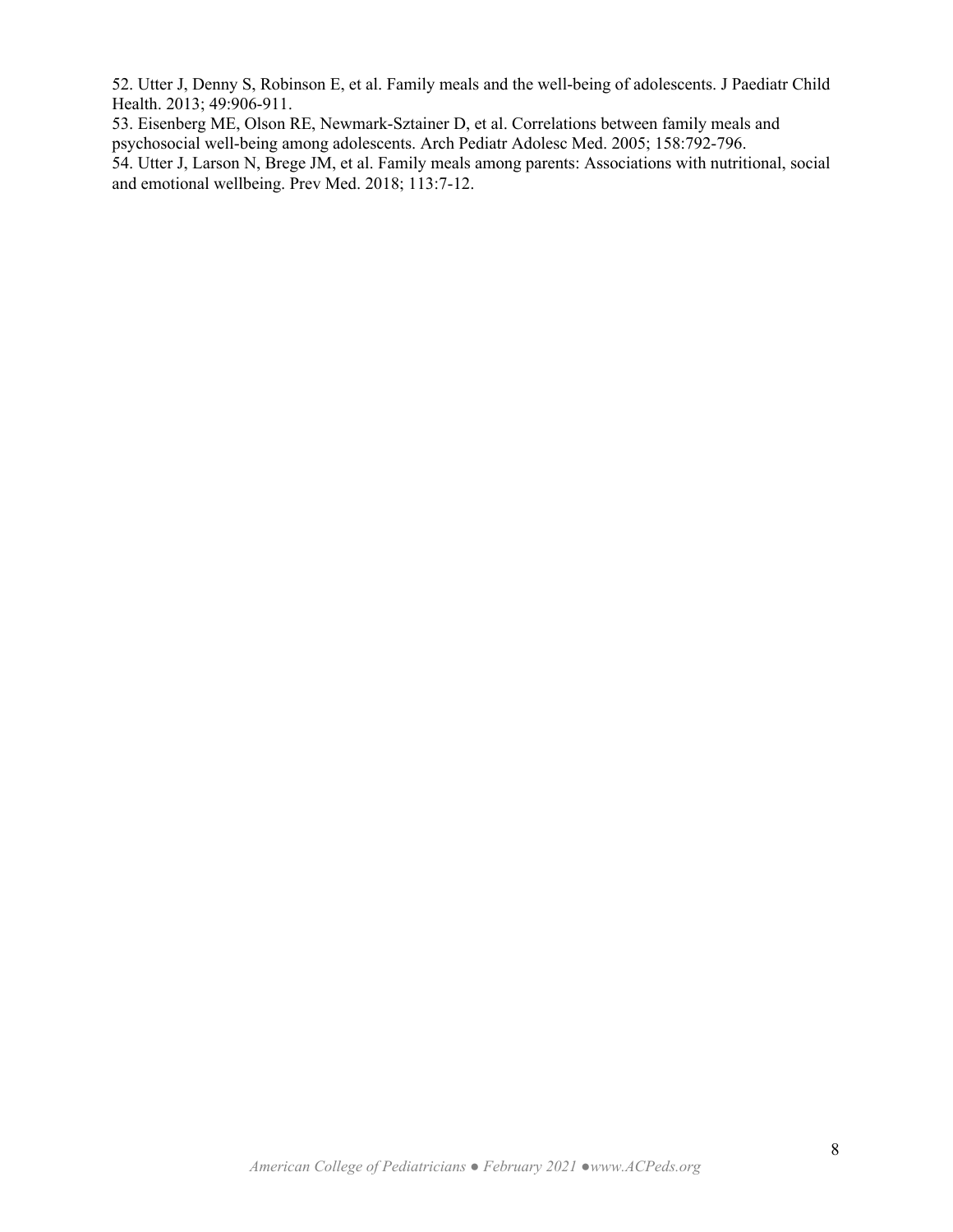52. Utter J, Denny S, Robinson E, et al. Family meals and the well-being of adolescents. J Paediatr Child Health. 2013; 49:906-911.
53. Eisenberg ME, Olson RE, Newmark-Sztainer D, et al. Correlations between family meals and psychosocial well-being among adolescents. Arch Pediatr Adolesc Med. 2005; 158:792-796.
54. Utter J, Larson N, Brege JM, et al. Family meals among parents: Associations with nutritional, social and emotional wellbeing. Prev Med. 2018; 113:7-12.